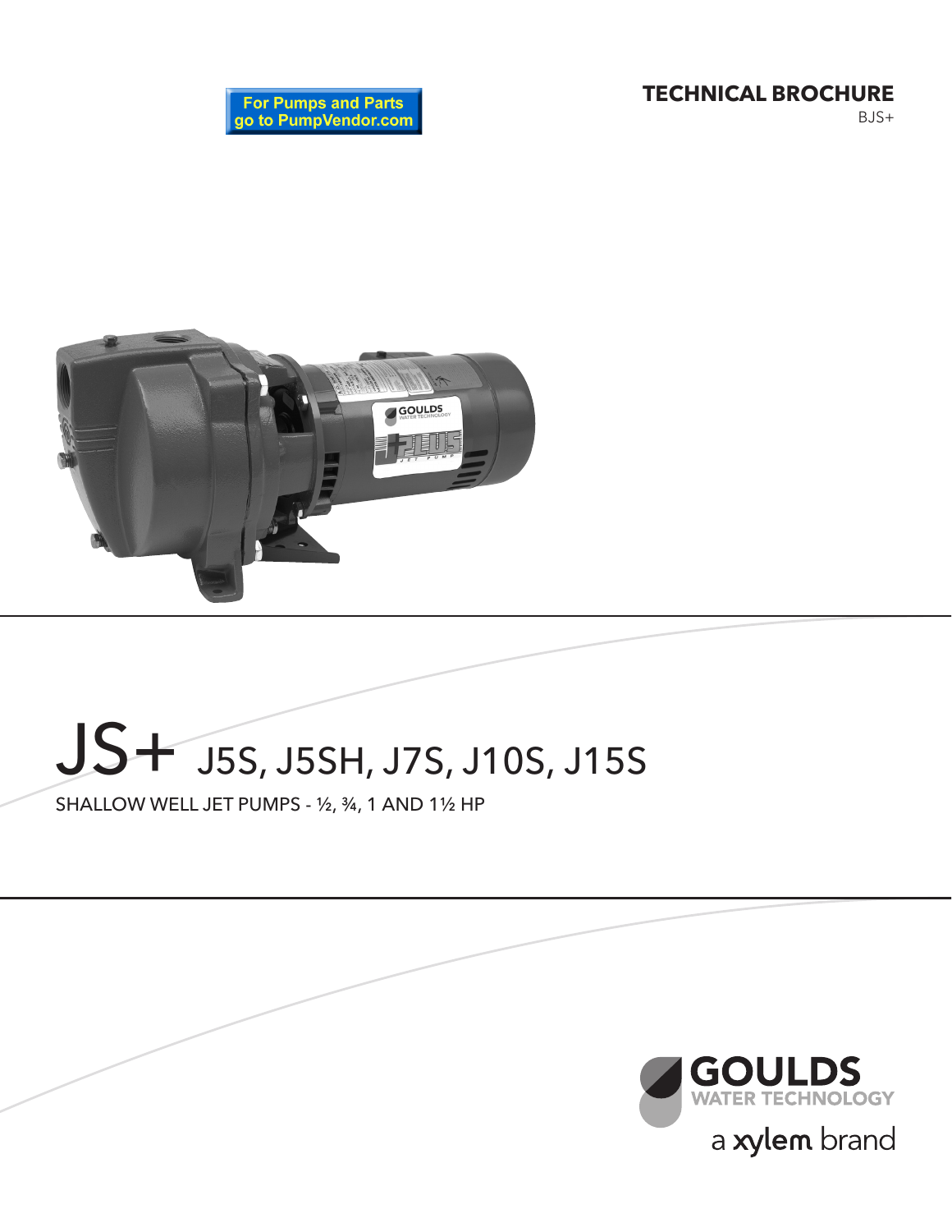For Pumps and Parts go to PumpVendor.com

**TECHNICAL BROCHURE**

BJS+

# JS+ J5S, J5SH, J7S, J10S, J15S

SHALLOW WELL JET PUMPS - ½, ¾, 1 AND 1½ HP

GOULDS WATER TECHNOLOGY

a xylem brand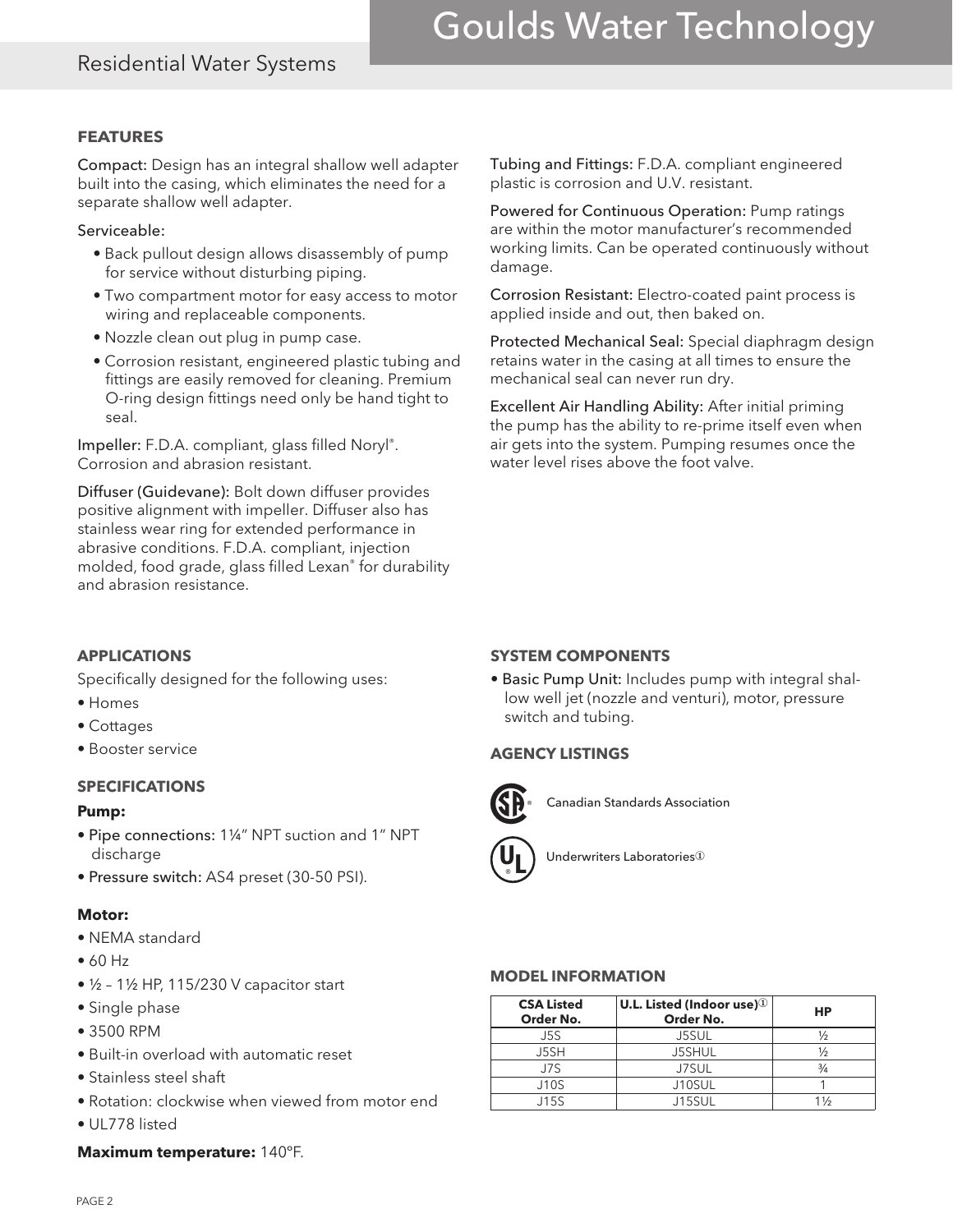## FEATURES

Compact: Design has an integral shallow well adapter built into the casing, which eliminates the need for a separate shallow well adapter.

Serviceable:

- Back pullout design allows disassembly of pump for service without disturbing piping.
- Two compartment motor for easy access to motor wiring and replaceable components.
- Nozzle clean out plug in pump case.
- Corrosion resistant, engineered plastic tubing and fittings are easily removed for cleaning. Premium O-ring design fittings need only be hand tight to seal.

Impeller: F.D.A. compliant, glass filled Noryl®. Corrosion and abrasion resistant.

Diffuser (Guidevane): Bolt down diffuser provides positive alignment with impeller. Diffuser also has stainless wear ring for extended performance in abrasive conditions. F.D.A. compliant, injection molded, food grade, glass filled Lexan® for durability and abrasion resistance.

Tubing and Fittings: F.D.A. compliant engineered plastic is corrosion and U.V. resistant.

Powered for Continuous Operation: Pump ratings are within the motor manufacturer's recommended working limits. Can be operated continuously without damage.

Corrosion Resistant: Electro-coated paint process is applied inside and out, then baked on.

Protected Mechanical Seal: Special diaphragm design retains water in the casing at all times to ensure the mechanical seal can never run dry.

Excellent Air Handling Ability: After initial priming the pump has the ability to re-prime itself even when air gets into the system. Pumping resumes once the water level rises above the foot valve.

## APPLICATIONS

Specifically designed for the following uses:

- Homes
- Cottages
- Booster service

## SPECIFICATIONS

**Pump:**

- Pipe connections: 1¼" NPT suction and 1" NPT discharge
- Pressure switch: AS4 preset (30-50 PSI).

**Motor:**

- NEMA standard
- 60 Hz
- ½ – 1½ HP, 115/230 V capacitor start
- Single phase
- 3500 RPM
- Built-in overload with automatic reset
- Stainless steel shaft
- Rotation: clockwise when viewed from motor end
- UL778 listed

**Maximum temperature:** 140°F.

## SYSTEM COMPONENTS

- Basic Pump Unit: Includes pump with integral shallow well jet (nozzle and venturi), motor, pressure switch and tubing.

## AGENCY LISTINGS

Canadian Standards Association

Underwriters Laboratories①

## MODEL INFORMATION

| CSA Listed Order No. | U.L. Listed (Indoor use)① Order No. | HP |
|---|---|---|
| J5S | J5SUL | ½ |
| J5SH | J5SHUL | ½ |
| J7S | J7SUL | ¾ |
| J10S | J10SUL | 1 |
| J15S | J15SUL | 1½ |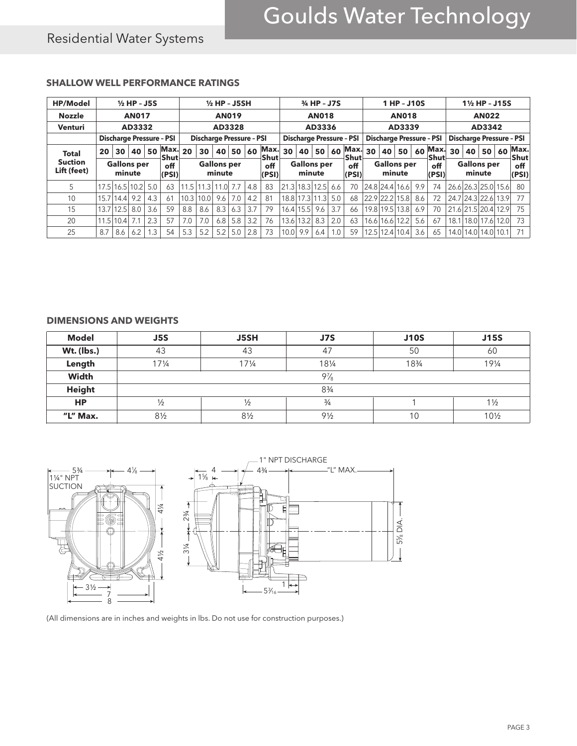## SHALLOW WELL PERFORMANCE RATINGS

| HP/Model | ½ HP – J5S | | | | | ½ HP – J5SH | | | | | | ¾ HP – J7S | | | | | 1 HP – J10S | | | | | 1½ HP – J15S | | | | |
|---|---|---|---|---|---|---|---|---|---|---|---|---|---|---|---|---|---|---|---|---|---|---|---|---|---|---|
| Nozzle | AN017 | | | | | AN019 | | | | | | AN018 | | | | | AN018 | | | | | AN022 | | | | |
| Venturi | AD3332 | | | | | AD3328 | | | | | | AD3336 | | | | | AD3339 | | | | | AD3342 | | | | |
| | Discharge Pressure - PSI | | | | | Discharge Pressure - PSI | | | | | | Discharge Pressure - PSI | | | | | Discharge Pressure - PSI | | | | | Discharge Pressure - PSI | | | | |
| Total Suction Lift (feet) | 20 | 30 | 40 | 50 | Max. Shut off (PSI) | 20 | 30 | 40 | 50 | 60 | Max. Shut off (PSI) | 30 | 40 | 50 | 60 | Max. Shut off (PSI) | 30 | 40 | 50 | 60 | Max. Shut off (PSI) | 30 | 40 | 50 | 60 | Max. Shut off (PSI) |
| | Gallons per minute | | | | | Gallons per minute | | | | | | Gallons per minute | | | | | Gallons per minute | | | | | Gallons per minute | | | | |
| 5 | 17.5 | 16.5 | 10.2 | 5.0 | 63 | 11.5 | 11.3 | 11.0 | 7.7 | 4.8 | 83 | 21.3 | 18.3 | 12.5 | 6.6 | 70 | 24.8 | 24.4 | 16.6 | 9.9 | 74 | 26.6 | 26.3 | 25.0 | 15.6 | 80 |
| 10 | 15.7 | 14.4 | 9.2 | 4.3 | 61 | 10.3 | 10.0 | 9.6 | 7.0 | 4.2 | 81 | 18.8 | 17.3 | 11.3 | 5.0 | 68 | 22.9 | 22.2 | 15.8 | 8.6 | 72 | 24.7 | 24.3 | 22.6 | 13.9 | 77 |
| 15 | 13.7 | 12.5 | 8.0 | 3.6 | 59 | 8.8 | 8.6 | 8.3 | 6.3 | 3.7 | 79 | 16.4 | 15.5 | 9.6 | 3.7 | 66 | 19.8 | 19.5 | 13.8 | 6.9 | 70 | 21.6 | 21.5 | 20.4 | 12.9 | 75 |
| 20 | 11.5 | 10.4 | 7.1 | 2.3 | 57 | 7.0 | 7.0 | 6.8 | 5.8 | 3.2 | 76 | 13.6 | 13.2 | 8.3 | 2.0 | 63 | 16.6 | 16.6 | 12.2 | 5.6 | 67 | 18.1 | 18.0 | 17.6 | 12.0 | 73 |
| 25 | 8.7 | 8.6 | 6.2 | 1.3 | 54 | 5.3 | 5.2 | 5.2 | 5.0 | 2.8 | 73 | 10.0 | 9.9 | 6.4 | 1.0 | 59 | 12.5 | 12.4 | 10.4 | 3.6 | 65 | 14.0 | 14.0 | 14.0 | 10.1 | 71 |

## DIMENSIONS AND WEIGHTS

| Model | J5S | J5SH | J7S | J10S | J15S |
|---|---|---|---|---|---|
| Wt. (lbs.) | 43 | 43 | 47 | 50 | 60 |
| Length | 17¼ | 17¼ | 18¼ | 18¾ | 19¼ |
| Width | 9⅞ | | | | |
| Height | 8¾ | | | | |
| HP | ½ | ½ | ¾ | 1 | 1½ |
| "L" Max. | 8½ | 8½ | 9½ | 10 | 10½ |

5¾ 4⅛ 1¼" NPT SUCTION 4¼ 4½ 3½ 7 8 4 1⅝ 4¾ 1" NPT DISCHARGE "L" MAX. 2¾ 3¼ 5⅝ DIA. 1 5³⁄₁₆

(All dimensions are in inches and weights in lbs. Do not use for construction purposes.)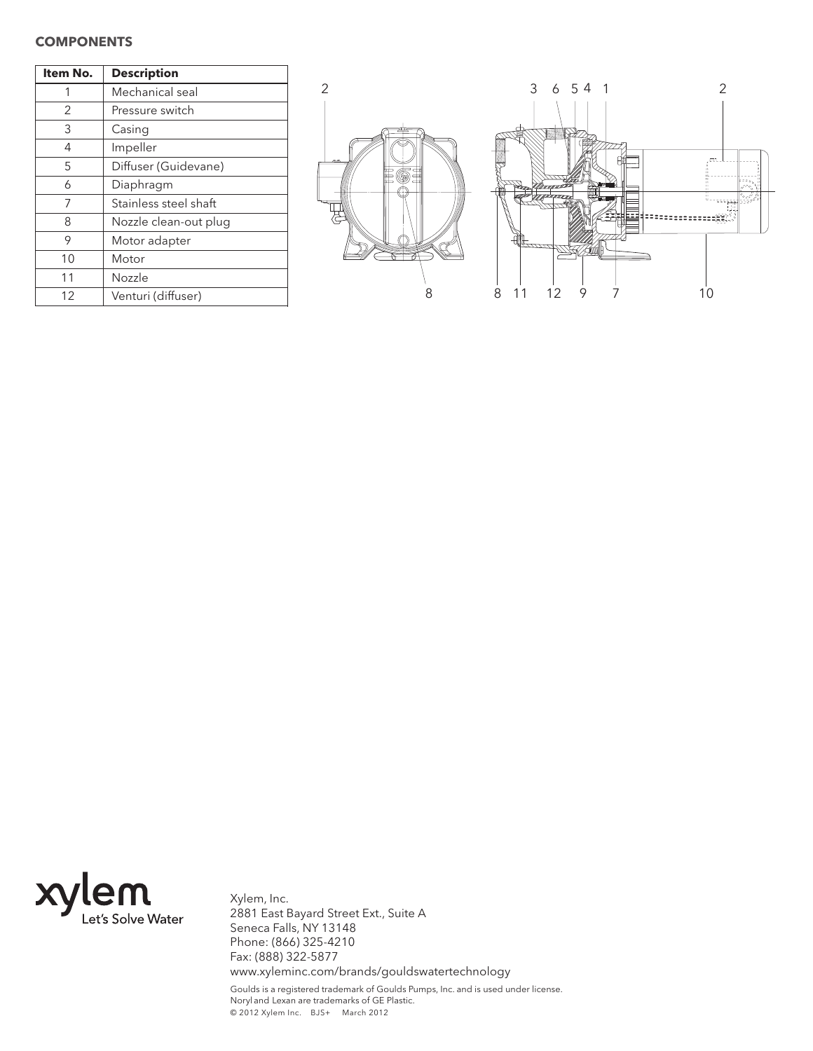**COMPONENTS**

| Item No. | Description |
|---|---|
| 1 | Mechanical seal |
| 2 | Pressure switch |
| 3 | Casing |
| 4 | Impeller |
| 5 | Diffuser (Guidevane) |
| 6 | Diaphragm |
| 7 | Stainless steel shaft |
| 8 | Nozzle clean-out plug |
| 9 | Motor adapter |
| 10 | Motor |
| 11 | Nozzle |
| 12 | Venturi (diffuser) |

2

3 6 5 4 1 2

8

8 11 12 9 7 10

xylem
Let's Solve Water

Xylem, Inc.
2881 East Bayard Street Ext., Suite A
Seneca Falls, NY 13148
Phone: (866) 325-4210
Fax: (888) 322-5877
www.xyleminc.com/brands/gouldswatertechnology

Goulds is a registered trademark of Goulds Pumps, Inc. and is used under license.
Noryl and Lexan are trademarks of GE Plastic.
© 2012 Xylem Inc. BJS+ March 2012